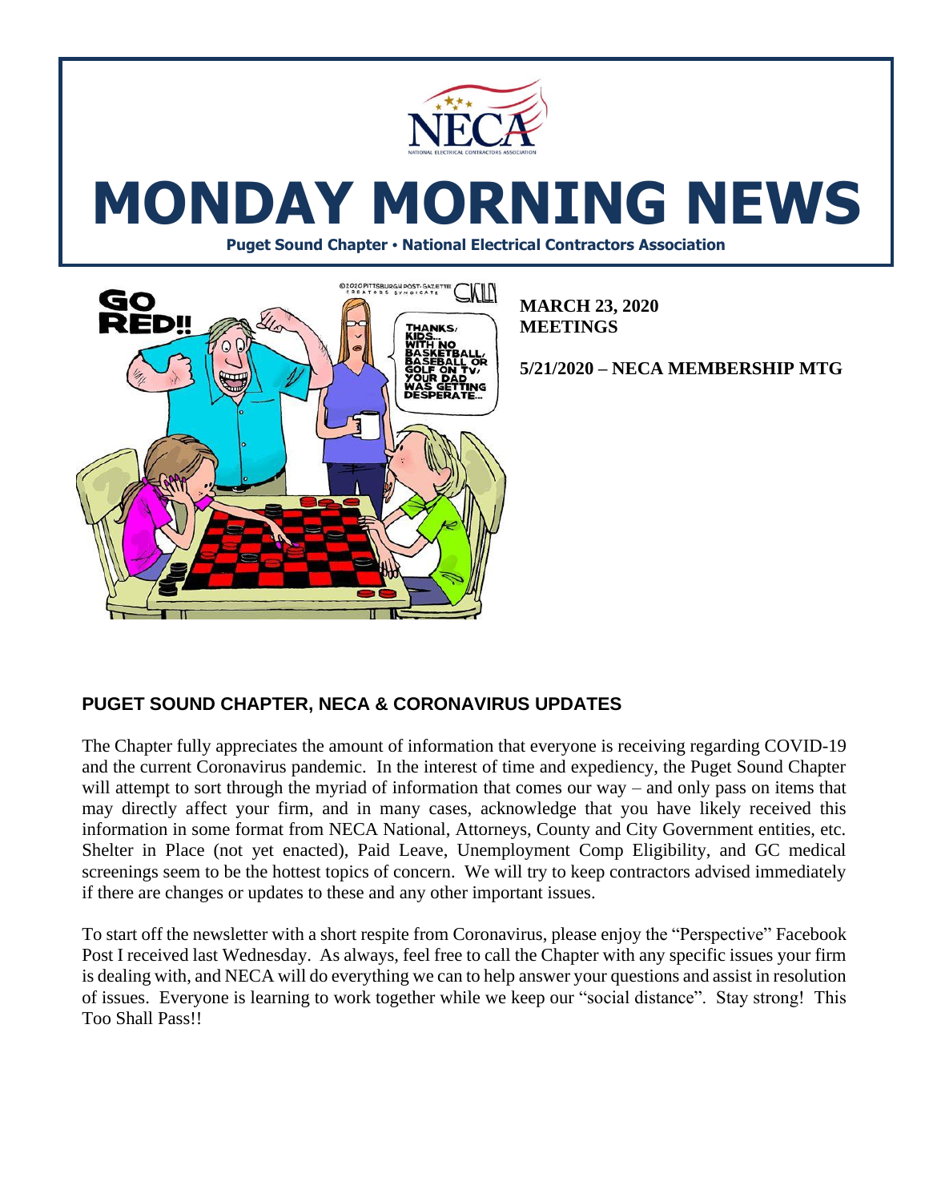# MONDAY MORNING NEWS

**Puget Sound Chapter • National Electrical Contractors Association**

**MARCH 23, 2020**
**MEETINGS**

**5/21/2020 – NECA MEMBERSHIP MTG**

## PUGET SOUND CHAPTER, NECA & CORONAVIRUS UPDATES

The Chapter fully appreciates the amount of information that everyone is receiving regarding COVID-19 and the current Coronavirus pandemic. In the interest of time and expediency, the Puget Sound Chapter will attempt to sort through the myriad of information that comes our way – and only pass on items that may directly affect your firm, and in many cases, acknowledge that you have likely received this information in some format from NECA National, Attorneys, County and City Government entities, etc. Shelter in Place (not yet enacted), Paid Leave, Unemployment Comp Eligibility, and GC medical screenings seem to be the hottest topics of concern. We will try to keep contractors advised immediately if there are changes or updates to these and any other important issues.

To start off the newsletter with a short respite from Coronavirus, please enjoy the "Perspective" Facebook Post I received last Wednesday. As always, feel free to call the Chapter with any specific issues your firm is dealing with, and NECA will do everything we can to help answer your questions and assist in resolution of issues. Everyone is learning to work together while we keep our "social distance". Stay strong! This Too Shall Pass!!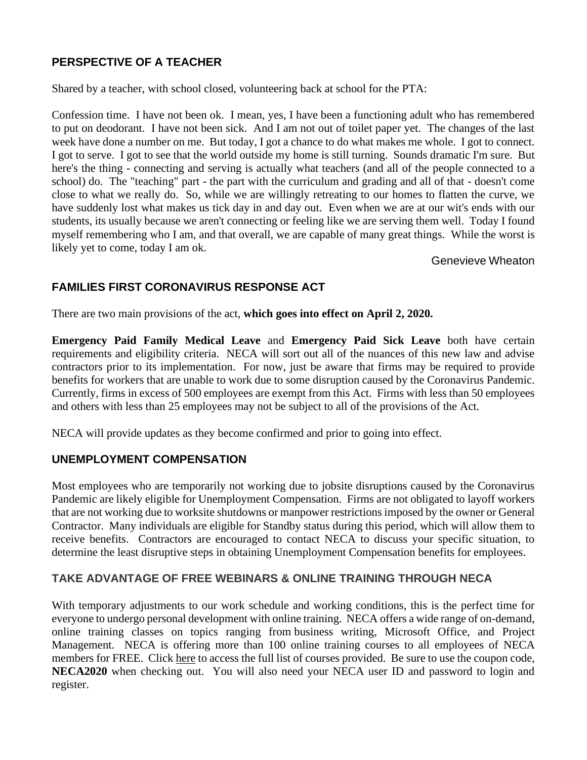## PERSPECTIVE OF A TEACHER

Shared by a teacher, with school closed, volunteering back at school for the PTA:

Confession time. I have not been ok. I mean, yes, I have been a functioning adult who has remembered to put on deodorant. I have not been sick. And I am not out of toilet paper yet. The changes of the last week have done a number on me. But today, I got a chance to do what makes me whole. I got to connect. I got to serve. I got to see that the world outside my home is still turning. Sounds dramatic I'm sure. But here's the thing - connecting and serving is actually what teachers (and all of the people connected to a school) do. The "teaching" part - the part with the curriculum and grading and all of that - doesn't come close to what we really do. So, while we are willingly retreating to our homes to flatten the curve, we have suddenly lost what makes us tick day in and day out. Even when we are at our wit's ends with our students, its usually because we aren't connecting or feeling like we are serving them well. Today I found myself remembering who I am, and that overall, we are capable of many great things. While the worst is likely yet to come, today I am ok.

Genevieve Wheaton

## FAMILIES FIRST CORONAVIRUS RESPONSE ACT

There are two main provisions of the act, **which goes into effect on April 2, 2020.**

**Emergency Paid Family Medical Leave** and **Emergency Paid Sick Leave** both have certain requirements and eligibility criteria. NECA will sort out all of the nuances of this new law and advise contractors prior to its implementation. For now, just be aware that firms may be required to provide benefits for workers that are unable to work due to some disruption caused by the Coronavirus Pandemic. Currently, firms in excess of 500 employees are exempt from this Act. Firms with less than 50 employees and others with less than 25 employees may not be subject to all of the provisions of the Act.

NECA will provide updates as they become confirmed and prior to going into effect.

## UNEMPLOYMENT COMPENSATION

Most employees who are temporarily not working due to jobsite disruptions caused by the Coronavirus Pandemic are likely eligible for Unemployment Compensation. Firms are not obligated to layoff workers that are not working due to worksite shutdowns or manpower restrictions imposed by the owner or General Contractor. Many individuals are eligible for Standby status during this period, which will allow them to receive benefits. Contractors are encouraged to contact NECA to discuss your specific situation, to determine the least disruptive steps in obtaining Unemployment Compensation benefits for employees.

## TAKE ADVANTAGE OF FREE WEBINARS & ONLINE TRAINING THROUGH NECA

With temporary adjustments to our work schedule and working conditions, this is the perfect time for everyone to undergo personal development with online training. NECA offers a wide range of on-demand, online training classes on topics ranging from business writing, Microsoft Office, and Project Management. NECA is offering more than 100 online training courses to all employees of NECA members for FREE. Click here to access the full list of courses provided. Be sure to use the coupon code, **NECA2020** when checking out. You will also need your NECA user ID and password to login and register.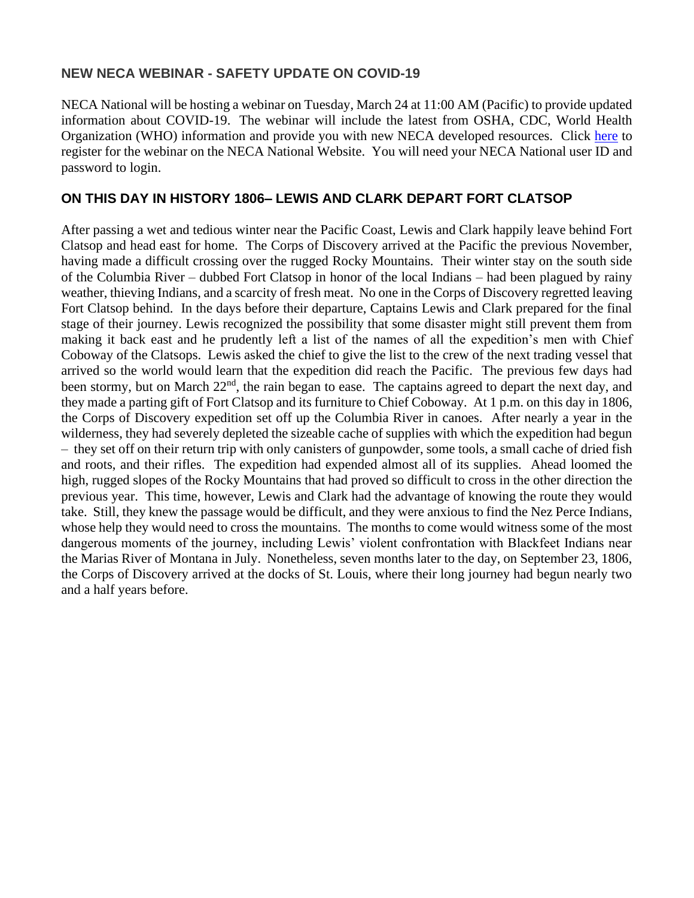## NEW NECA WEBINAR - SAFETY UPDATE ON COVID-19

NECA National will be hosting a webinar on Tuesday, March 24 at 11:00 AM (Pacific) to provide updated information about COVID-19. The webinar will include the latest from OSHA, CDC, World Health Organization (WHO) information and provide you with new NECA developed resources. Click here to register for the webinar on the NECA National Website. You will need your NECA National user ID and password to login.

## ON THIS DAY IN HISTORY 1806– LEWIS AND CLARK DEPART FORT CLATSOP

After passing a wet and tedious winter near the Pacific Coast, Lewis and Clark happily leave behind Fort Clatsop and head east for home. The Corps of Discovery arrived at the Pacific the previous November, having made a difficult crossing over the rugged Rocky Mountains. Their winter stay on the south side of the Columbia River – dubbed Fort Clatsop in honor of the local Indians – had been plagued by rainy weather, thieving Indians, and a scarcity of fresh meat. No one in the Corps of Discovery regretted leaving Fort Clatsop behind. In the days before their departure, Captains Lewis and Clark prepared for the final stage of their journey. Lewis recognized the possibility that some disaster might still prevent them from making it back east and he prudently left a list of the names of all the expedition's men with Chief Coboway of the Clatsops. Lewis asked the chief to give the list to the crew of the next trading vessel that arrived so the world would learn that the expedition did reach the Pacific. The previous few days had been stormy, but on March 22nd, the rain began to ease. The captains agreed to depart the next day, and they made a parting gift of Fort Clatsop and its furniture to Chief Coboway. At 1 p.m. on this day in 1806, the Corps of Discovery expedition set off up the Columbia River in canoes. After nearly a year in the wilderness, they had severely depleted the sizeable cache of supplies with which the expedition had begun – they set off on their return trip with only canisters of gunpowder, some tools, a small cache of dried fish and roots, and their rifles. The expedition had expended almost all of its supplies. Ahead loomed the high, rugged slopes of the Rocky Mountains that had proved so difficult to cross in the other direction the previous year. This time, however, Lewis and Clark had the advantage of knowing the route they would take. Still, they knew the passage would be difficult, and they were anxious to find the Nez Perce Indians, whose help they would need to cross the mountains. The months to come would witness some of the most dangerous moments of the journey, including Lewis' violent confrontation with Blackfeet Indians near the Marias River of Montana in July. Nonetheless, seven months later to the day, on September 23, 1806, the Corps of Discovery arrived at the docks of St. Louis, where their long journey had begun nearly two and a half years before.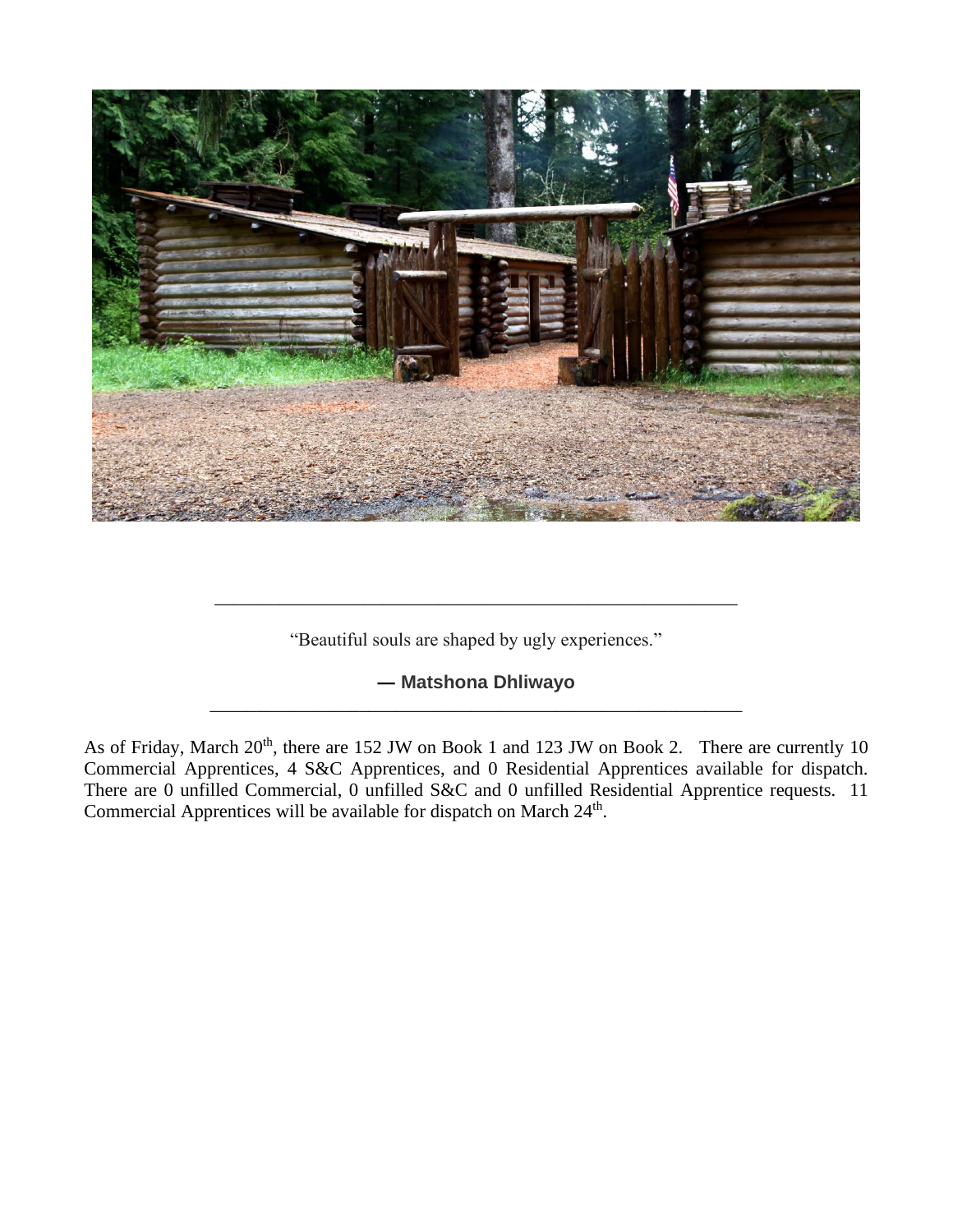"Beautiful souls are shaped by ugly experiences."

**— Matshona Dhliwayo**

As of Friday, March 20th, there are 152 JW on Book 1 and 123 JW on Book 2. There are currently 10 Commercial Apprentices, 4 S&C Apprentices, and 0 Residential Apprentices available for dispatch. There are 0 unfilled Commercial, 0 unfilled S&C and 0 unfilled Residential Apprentice requests. 11 Commercial Apprentices will be available for dispatch on March 24th.